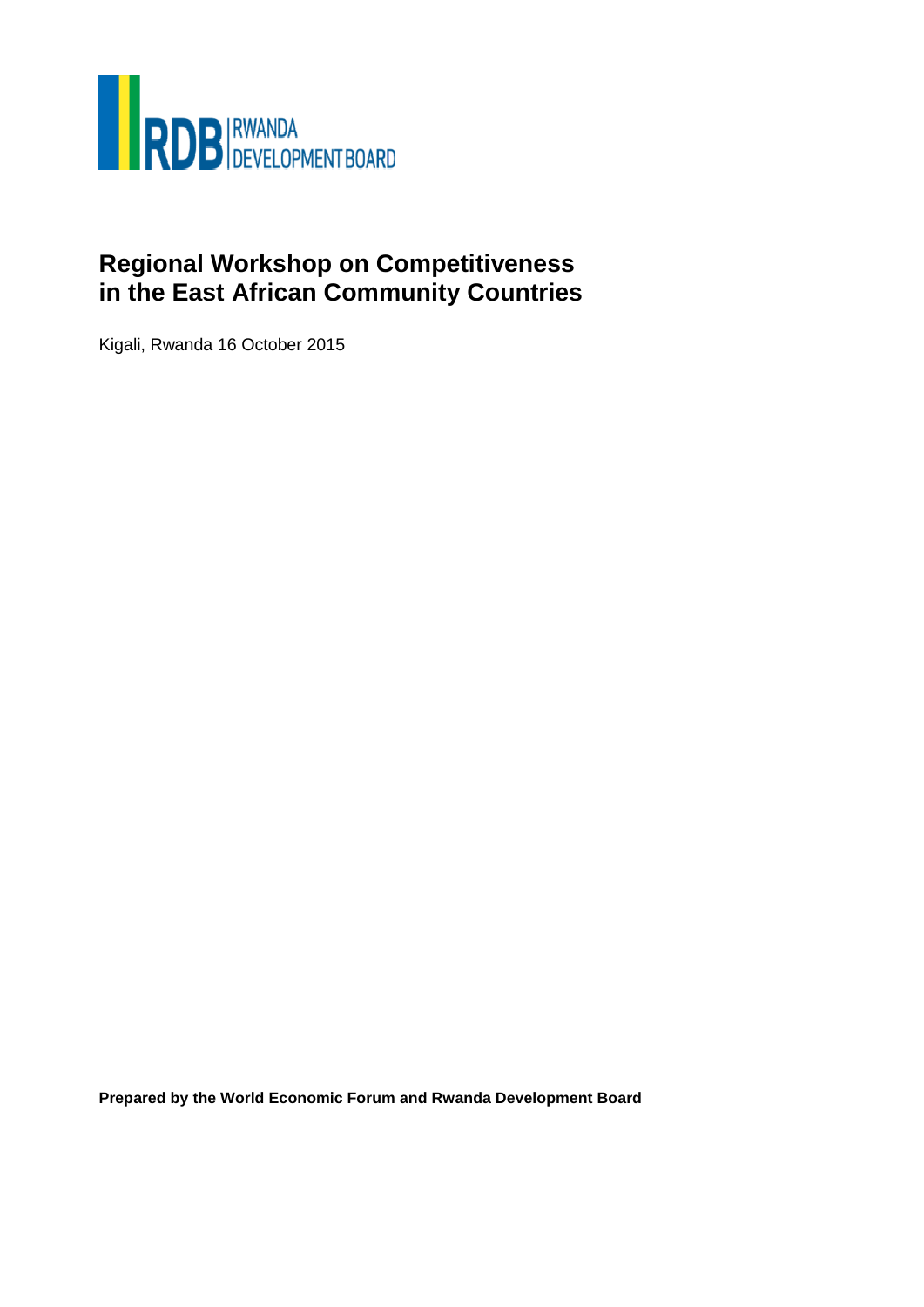RDB RWANDA DEVELOPMENT BOARD

# Regional Workshop on Competitiveness in the East African Community Countries

Kigali, Rwanda 16 October 2015

**Prepared by the World Economic Forum and Rwanda Development Board**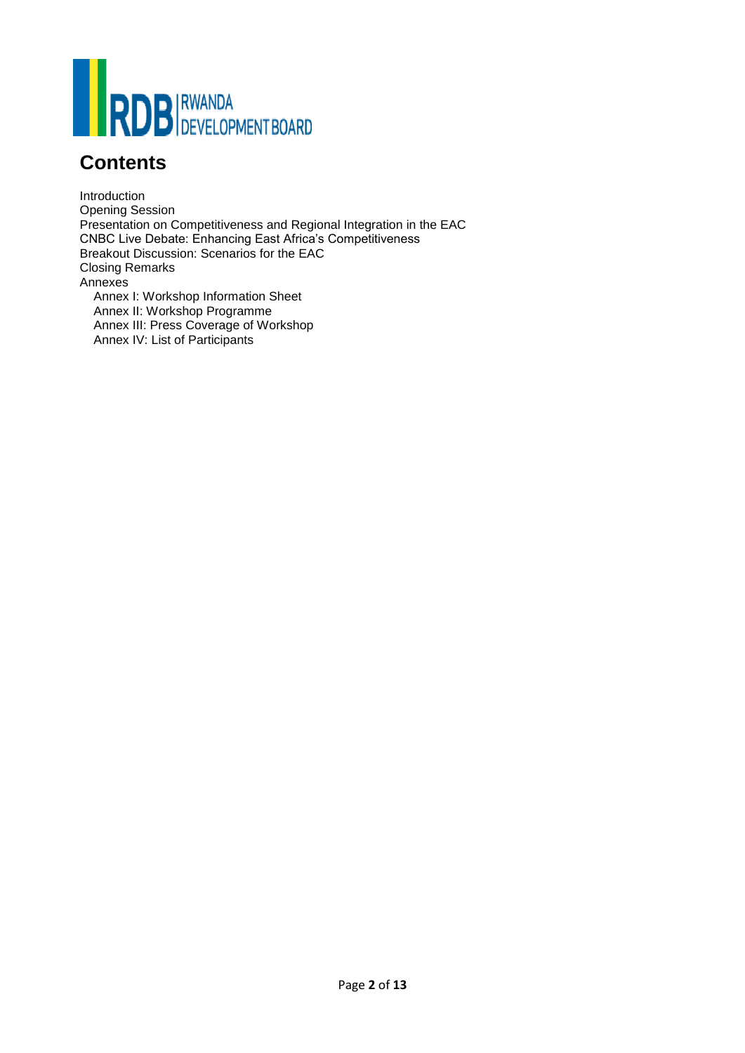RWANDA DEVELOPMENT BOARD

## Contents

Introduction
Opening Session
Presentation on Competitiveness and Regional Integration in the EAC
CNBC Live Debate: Enhancing East Africa's Competitiveness
Breakout Discussion: Scenarios for the EAC
Closing Remarks
Annexes

- Annex I: Workshop Information Sheet
- Annex II: Workshop Programme
- Annex III: Press Coverage of Workshop
- Annex IV: List of Participants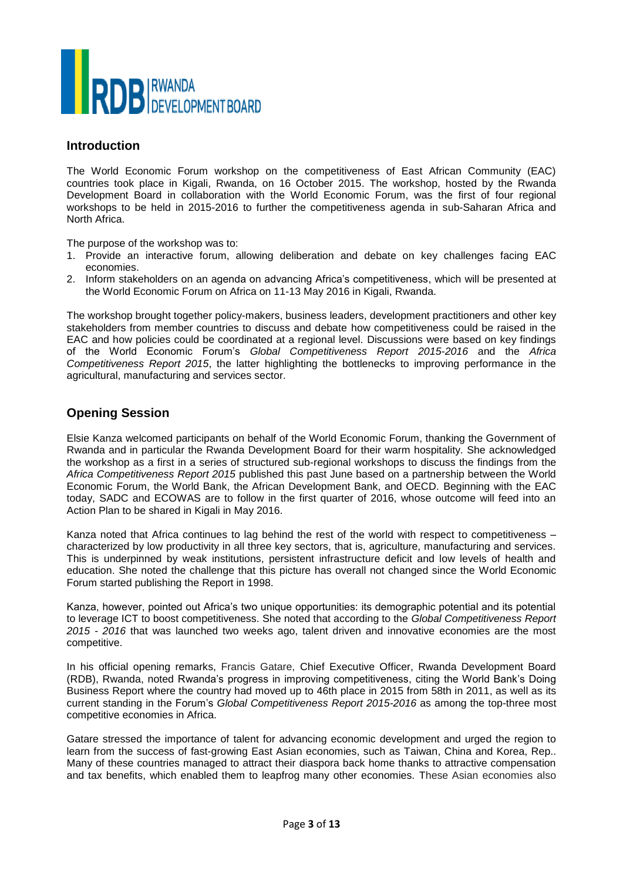## Introduction

The World Economic Forum workshop on the competitiveness of East African Community (EAC) countries took place in Kigali, Rwanda, on 16 October 2015. The workshop, hosted by the Rwanda Development Board in collaboration with the World Economic Forum, was the first of four regional workshops to be held in 2015-2016 to further the competitiveness agenda in sub-Saharan Africa and North Africa.

The purpose of the workshop was to:

1. Provide an interactive forum, allowing deliberation and debate on key challenges facing EAC economies.
2. Inform stakeholders on an agenda on advancing Africa's competitiveness, which will be presented at the World Economic Forum on Africa on 11-13 May 2016 in Kigali, Rwanda.

The workshop brought together policy-makers, business leaders, development practitioners and other key stakeholders from member countries to discuss and debate how competitiveness could be raised in the EAC and how policies could be coordinated at a regional level. Discussions were based on key findings of the World Economic Forum's *Global Competitiveness Report 2015-2016* and the *Africa Competitiveness Report 2015*, the latter highlighting the bottlenecks to improving performance in the agricultural, manufacturing and services sector.

## Opening Session

Elsie Kanza welcomed participants on behalf of the World Economic Forum, thanking the Government of Rwanda and in particular the Rwanda Development Board for their warm hospitality. She acknowledged the workshop as a first in a series of structured sub-regional workshops to discuss the findings from the *Africa Competitiveness Report 2015* published this past June based on a partnership between the World Economic Forum, the World Bank, the African Development Bank, and OECD. Beginning with the EAC today, SADC and ECOWAS are to follow in the first quarter of 2016, whose outcome will feed into an Action Plan to be shared in Kigali in May 2016.

Kanza noted that Africa continues to lag behind the rest of the world with respect to competitiveness – characterized by low productivity in all three key sectors, that is, agriculture, manufacturing and services. This is underpinned by weak institutions, persistent infrastructure deficit and low levels of health and education. She noted the challenge that this picture has overall not changed since the World Economic Forum started publishing the Report in 1998.

Kanza, however, pointed out Africa's two unique opportunities: its demographic potential and its potential to leverage ICT to boost competitiveness. She noted that according to the *Global Competitiveness Report 2015 - 2016* that was launched two weeks ago, talent driven and innovative economies are the most competitive.

In his official opening remarks, Francis Gatare, Chief Executive Officer, Rwanda Development Board (RDB), Rwanda, noted Rwanda's progress in improving competitiveness, citing the World Bank's Doing Business Report where the country had moved up to 46th place in 2015 from 58th in 2011, as well as its current standing in the Forum's *Global Competitiveness Report 2015-2016* as among the top-three most competitive economies in Africa.

Gatare stressed the importance of talent for advancing economic development and urged the region to learn from the success of fast-growing East Asian economies, such as Taiwan, China and Korea, Rep.. Many of these countries managed to attract their diaspora back home thanks to attractive compensation and tax benefits, which enabled them to leapfrog many other economies. These Asian economies also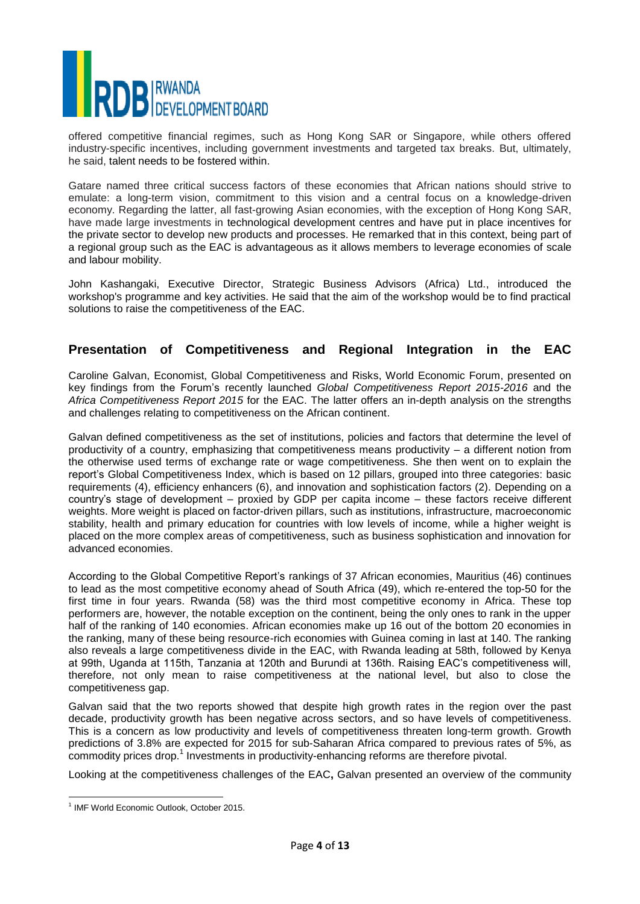offered competitive financial regimes, such as Hong Kong SAR or Singapore, while others offered industry-specific incentives, including government investments and targeted tax breaks. But, ultimately, he said, talent needs to be fostered within.

Gatare named three critical success factors of these economies that African nations should strive to emulate: a long-term vision, commitment to this vision and a central focus on a knowledge-driven economy. Regarding the latter, all fast-growing Asian economies, with the exception of Hong Kong SAR, have made large investments in technological development centres and have put in place incentives for the private sector to develop new products and processes. He remarked that in this context, being part of a regional group such as the EAC is advantageous as it allows members to leverage economies of scale and labour mobility.

John Kashangaki, Executive Director, Strategic Business Advisors (Africa) Ltd., introduced the workshop's programme and key activities. He said that the aim of the workshop would be to find practical solutions to raise the competitiveness of the EAC.

## Presentation of Competitiveness and Regional Integration in the EAC

Caroline Galvan, Economist, Global Competitiveness and Risks, World Economic Forum, presented on key findings from the Forum's recently launched *Global Competitiveness Report 2015-2016* and the *Africa Competitiveness Report 2015* for the EAC. The latter offers an in-depth analysis on the strengths and challenges relating to competitiveness on the African continent.

Galvan defined competitiveness as the set of institutions, policies and factors that determine the level of productivity of a country, emphasizing that competitiveness means productivity – a different notion from the otherwise used terms of exchange rate or wage competitiveness. She then went on to explain the report's Global Competitiveness Index, which is based on 12 pillars, grouped into three categories: basic requirements (4), efficiency enhancers (6), and innovation and sophistication factors (2). Depending on a country's stage of development – proxied by GDP per capita income – these factors receive different weights. More weight is placed on factor-driven pillars, such as institutions, infrastructure, macroeconomic stability, health and primary education for countries with low levels of income, while a higher weight is placed on the more complex areas of competitiveness, such as business sophistication and innovation for advanced economies.

According to the Global Competitive Report's rankings of 37 African economies, Mauritius (46) continues to lead as the most competitive economy ahead of South Africa (49), which re-entered the top-50 for the first time in four years. Rwanda (58) was the third most competitive economy in Africa. These top performers are, however, the notable exception on the continent, being the only ones to rank in the upper half of the ranking of 140 economies. African economies make up 16 out of the bottom 20 economies in the ranking, many of these being resource-rich economies with Guinea coming in last at 140. The ranking also reveals a large competitiveness divide in the EAC, with Rwanda leading at 58th, followed by Kenya at 99th, Uganda at 115th, Tanzania at 120th and Burundi at 136th. Raising EAC's competitiveness will, therefore, not only mean to raise competitiveness at the national level, but also to close the competitiveness gap.

Galvan said that the two reports showed that despite high growth rates in the region over the past decade, productivity growth has been negative across sectors, and so have levels of competitiveness. This is a concern as low productivity and levels of competitiveness threaten long-term growth. Growth predictions of 3.8% are expected for 2015 for sub-Saharan Africa compared to previous rates of 5%, as commodity prices drop.[1] Investments in productivity-enhancing reforms are therefore pivotal.

Looking at the competitiveness challenges of the EAC**,** Galvan presented an overview of the community

[1] IMF World Economic Outlook, October 2015.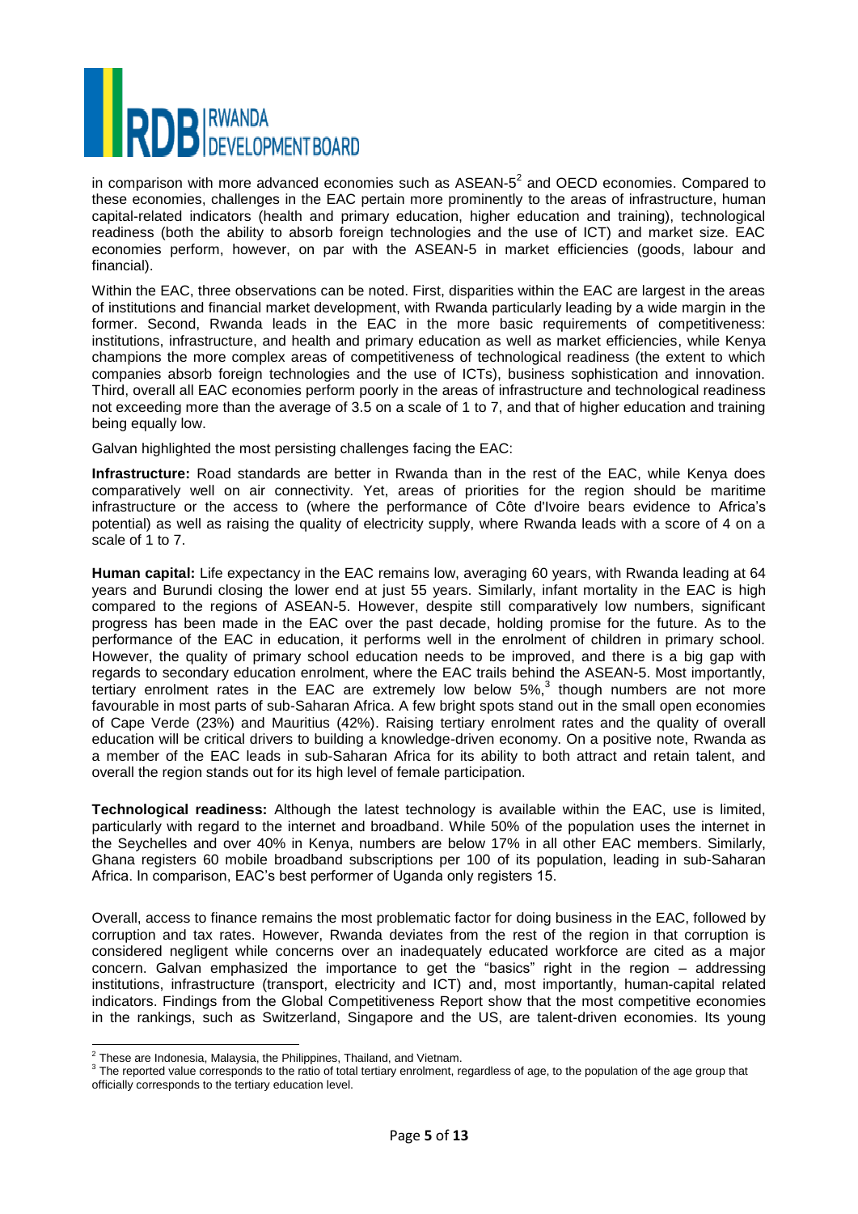in comparison with more advanced economies such as ASEAN-5[2] and OECD economies. Compared to these economies, challenges in the EAC pertain more prominently to the areas of infrastructure, human capital-related indicators (health and primary education, higher education and training), technological readiness (both the ability to absorb foreign technologies and the use of ICT) and market size. EAC economies perform, however, on par with the ASEAN-5 in market efficiencies (goods, labour and financial).

Within the EAC, three observations can be noted. First, disparities within the EAC are largest in the areas of institutions and financial market development, with Rwanda particularly leading by a wide margin in the former. Second, Rwanda leads in the EAC in the more basic requirements of competitiveness: institutions, infrastructure, and health and primary education as well as market efficiencies, while Kenya champions the more complex areas of competitiveness of technological readiness (the extent to which companies absorb foreign technologies and the use of ICTs), business sophistication and innovation. Third, overall all EAC economies perform poorly in the areas of infrastructure and technological readiness not exceeding more than the average of 3.5 on a scale of 1 to 7, and that of higher education and training being equally low.

Galvan highlighted the most persisting challenges facing the EAC:

**Infrastructure:** Road standards are better in Rwanda than in the rest of the EAC, while Kenya does comparatively well on air connectivity. Yet, areas of priorities for the region should be maritime infrastructure or the access to (where the performance of Côte d'Ivoire bears evidence to Africa's potential) as well as raising the quality of electricity supply, where Rwanda leads with a score of 4 on a scale of 1 to 7.

**Human capital:** Life expectancy in the EAC remains low, averaging 60 years, with Rwanda leading at 64 years and Burundi closing the lower end at just 55 years. Similarly, infant mortality in the EAC is high compared to the regions of ASEAN-5. However, despite still comparatively low numbers, significant progress has been made in the EAC over the past decade, holding promise for the future. As to the performance of the EAC in education, it performs well in the enrolment of children in primary school. However, the quality of primary school education needs to be improved, and there is a big gap with regards to secondary education enrolment, where the EAC trails behind the ASEAN-5. Most importantly, tertiary enrolment rates in the EAC are extremely low below 5%,[3] though numbers are not more favourable in most parts of sub-Saharan Africa. A few bright spots stand out in the small open economies of Cape Verde (23%) and Mauritius (42%). Raising tertiary enrolment rates and the quality of overall education will be critical drivers to building a knowledge-driven economy. On a positive note, Rwanda as a member of the EAC leads in sub-Saharan Africa for its ability to both attract and retain talent, and overall the region stands out for its high level of female participation.

**Technological readiness:** Although the latest technology is available within the EAC, use is limited, particularly with regard to the internet and broadband. While 50% of the population uses the internet in the Seychelles and over 40% in Kenya, numbers are below 17% in all other EAC members. Similarly, Ghana registers 60 mobile broadband subscriptions per 100 of its population, leading in sub-Saharan Africa. In comparison, EAC's best performer of Uganda only registers 15.

Overall, access to finance remains the most problematic factor for doing business in the EAC, followed by corruption and tax rates. However, Rwanda deviates from the rest of the region in that corruption is considered negligent while concerns over an inadequately educated workforce are cited as a major concern. Galvan emphasized the importance to get the "basics" right in the region – addressing institutions, infrastructure (transport, electricity and ICT) and, most importantly, human-capital related indicators. Findings from the Global Competitiveness Report show that the most competitive economies in the rankings, such as Switzerland, Singapore and the US, are talent-driven economies. Its young

---

[2] These are Indonesia, Malaysia, the Philippines, Thailand, and Vietnam.

[3] The reported value corresponds to the ratio of total tertiary enrolment, regardless of age, to the population of the age group that officially corresponds to the tertiary education level.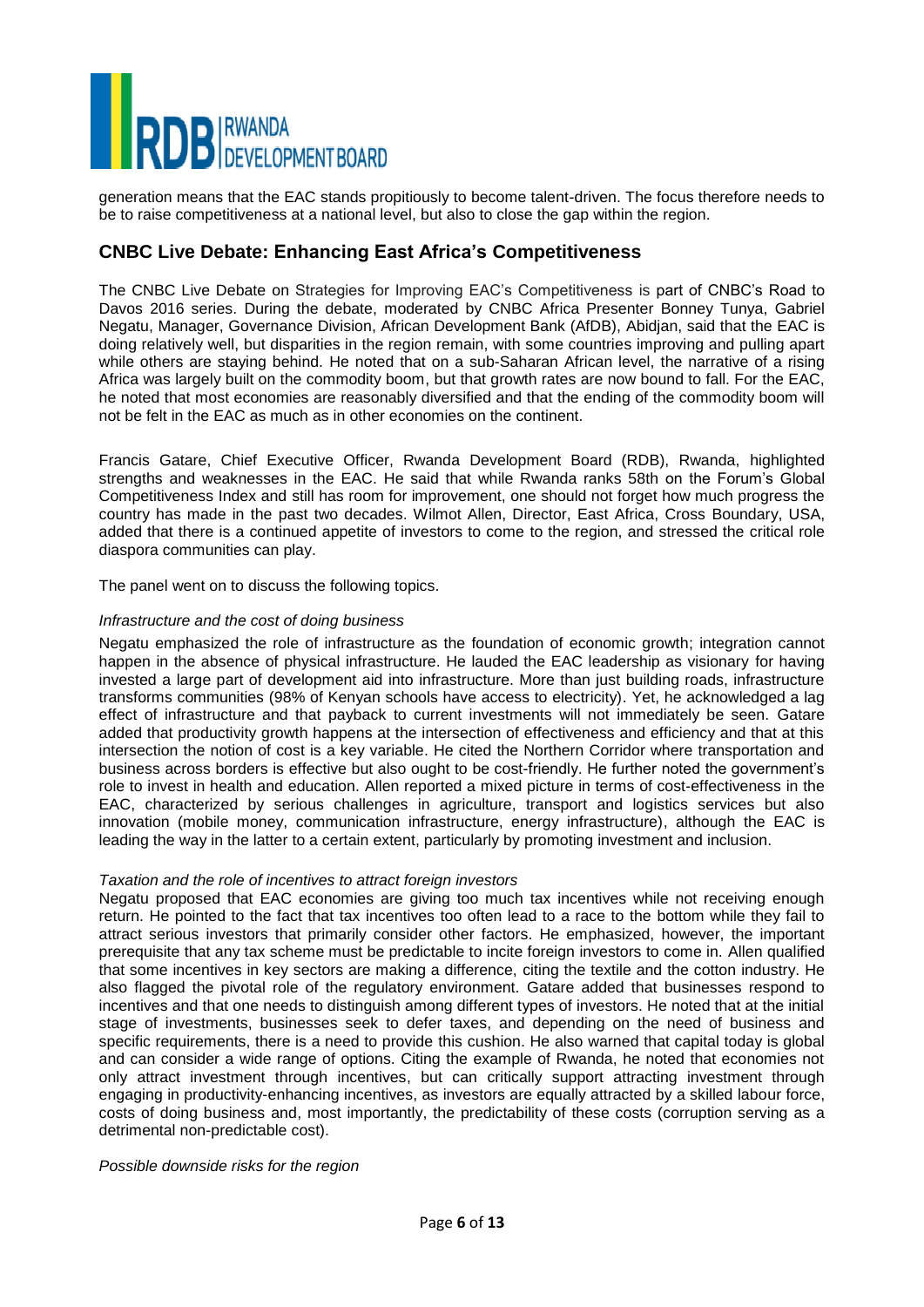generation means that the EAC stands propitiously to become talent-driven. The focus therefore needs to be to raise competitiveness at a national level, but also to close the gap within the region.

## CNBC Live Debate: Enhancing East Africa's Competitiveness

The CNBC Live Debate on Strategies for Improving EAC's Competitiveness is part of CNBC's Road to Davos 2016 series. During the debate, moderated by CNBC Africa Presenter Bonney Tunya, Gabriel Negatu, Manager, Governance Division, African Development Bank (AfDB), Abidjan, said that the EAC is doing relatively well, but disparities in the region remain, with some countries improving and pulling apart while others are staying behind. He noted that on a sub-Saharan African level, the narrative of a rising Africa was largely built on the commodity boom, but that growth rates are now bound to fall. For the EAC, he noted that most economies are reasonably diversified and that the ending of the commodity boom will not be felt in the EAC as much as in other economies on the continent.

Francis Gatare, Chief Executive Officer, Rwanda Development Board (RDB), Rwanda, highlighted strengths and weaknesses in the EAC. He said that while Rwanda ranks 58th on the Forum's Global Competitiveness Index and still has room for improvement, one should not forget how much progress the country has made in the past two decades. Wilmot Allen, Director, East Africa, Cross Boundary, USA, added that there is a continued appetite of investors to come to the region, and stressed the critical role diaspora communities can play.

The panel went on to discuss the following topics.

*Infrastructure and the cost of doing business*

Negatu emphasized the role of infrastructure as the foundation of economic growth; integration cannot happen in the absence of physical infrastructure. He lauded the EAC leadership as visionary for having invested a large part of development aid into infrastructure. More than just building roads, infrastructure transforms communities (98% of Kenyan schools have access to electricity). Yet, he acknowledged a lag effect of infrastructure and that payback to current investments will not immediately be seen. Gatare added that productivity growth happens at the intersection of effectiveness and efficiency and that at this intersection the notion of cost is a key variable. He cited the Northern Corridor where transportation and business across borders is effective but also ought to be cost-friendly. He further noted the government's role to invest in health and education. Allen reported a mixed picture in terms of cost-effectiveness in the EAC, characterized by serious challenges in agriculture, transport and logistics services but also innovation (mobile money, communication infrastructure, energy infrastructure), although the EAC is leading the way in the latter to a certain extent, particularly by promoting investment and inclusion.

*Taxation and the role of incentives to attract foreign investors*

Negatu proposed that EAC economies are giving too much tax incentives while not receiving enough return. He pointed to the fact that tax incentives too often lead to a race to the bottom while they fail to attract serious investors that primarily consider other factors. He emphasized, however, the important prerequisite that any tax scheme must be predictable to incite foreign investors to come in. Allen qualified that some incentives in key sectors are making a difference, citing the textile and the cotton industry. He also flagged the pivotal role of the regulatory environment. Gatare added that businesses respond to incentives and that one needs to distinguish among different types of investors. He noted that at the initial stage of investments, businesses seek to defer taxes, and depending on the need of business and specific requirements, there is a need to provide this cushion. He also warned that capital today is global and can consider a wide range of options. Citing the example of Rwanda, he noted that economies not only attract investment through incentives, but can critically support attracting investment through engaging in productivity-enhancing incentives, as investors are equally attracted by a skilled labour force, costs of doing business and, most importantly, the predictability of these costs (corruption serving as a detrimental non-predictable cost).

*Possible downside risks for the region*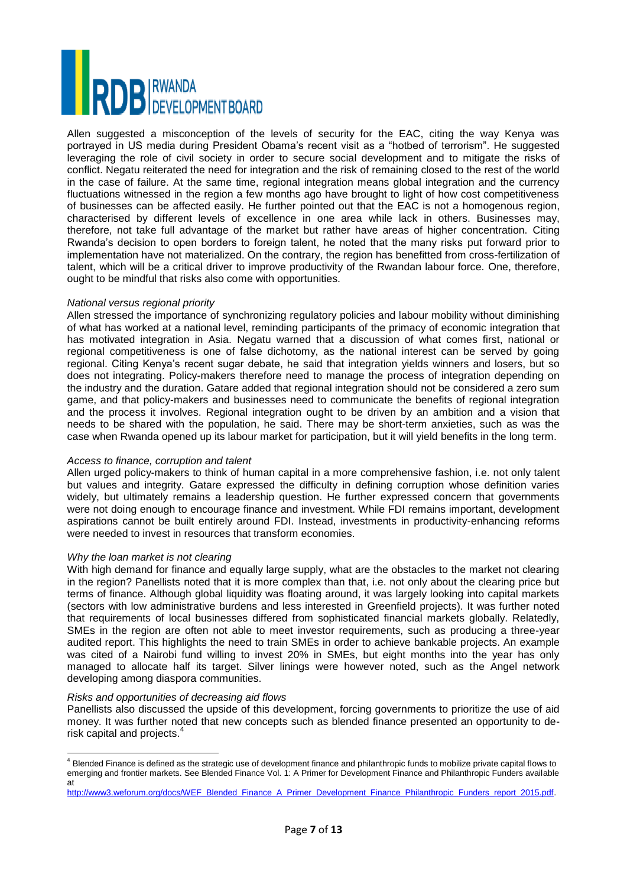Allen suggested a misconception of the levels of security for the EAC, citing the way Kenya was portrayed in US media during President Obama's recent visit as a "hotbed of terrorism". He suggested leveraging the role of civil society in order to secure social development and to mitigate the risks of conflict. Negatu reiterated the need for integration and the risk of remaining closed to the rest of the world in the case of failure. At the same time, regional integration means global integration and the currency fluctuations witnessed in the region a few months ago have brought to light of how cost competitiveness of businesses can be affected easily. He further pointed out that the EAC is not a homogenous region, characterised by different levels of excellence in one area while lack in others. Businesses may, therefore, not take full advantage of the market but rather have areas of higher concentration. Citing Rwanda's decision to open borders to foreign talent, he noted that the many risks put forward prior to implementation have not materialized. On the contrary, the region has benefitted from cross-fertilization of talent, which will be a critical driver to improve productivity of the Rwandan labour force. One, therefore, ought to be mindful that risks also come with opportunities.

*National versus regional priority*

Allen stressed the importance of synchronizing regulatory policies and labour mobility without diminishing of what has worked at a national level, reminding participants of the primacy of economic integration that has motivated integration in Asia. Negatu warned that a discussion of what comes first, national or regional competitiveness is one of false dichotomy, as the national interest can be served by going regional. Citing Kenya's recent sugar debate, he said that integration yields winners and losers, but so does not integrating. Policy-makers therefore need to manage the process of integration depending on the industry and the duration. Gatare added that regional integration should not be considered a zero sum game, and that policy-makers and businesses need to communicate the benefits of regional integration and the process it involves. Regional integration ought to be driven by an ambition and a vision that needs to be shared with the population, he said. There may be short-term anxieties, such as was the case when Rwanda opened up its labour market for participation, but it will yield benefits in the long term.

*Access to finance, corruption and talent*

Allen urged policy-makers to think of human capital in a more comprehensive fashion, i.e. not only talent but values and integrity. Gatare expressed the difficulty in defining corruption whose definition varies widely, but ultimately remains a leadership question. He further expressed concern that governments were not doing enough to encourage finance and investment. While FDI remains important, development aspirations cannot be built entirely around FDI. Instead, investments in productivity-enhancing reforms were needed to invest in resources that transform economies.

*Why the loan market is not clearing*

With high demand for finance and equally large supply, what are the obstacles to the market not clearing in the region? Panellists noted that it is more complex than that, i.e. not only about the clearing price but terms of finance. Although global liquidity was floating around, it was largely looking into capital markets (sectors with low administrative burdens and less interested in Greenfield projects). It was further noted that requirements of local businesses differed from sophisticated financial markets globally. Relatedly, SMEs in the region are often not able to meet investor requirements, such as producing a three-year audited report. This highlights the need to train SMEs in order to achieve bankable projects. An example was cited of a Nairobi fund willing to invest 20% in SMEs, but eight months into the year has only managed to allocate half its target. Silver linings were however noted, such as the Angel network developing among diaspora communities.

*Risks and opportunities of decreasing aid flows*

Panellists also discussed the upside of this development, forcing governments to prioritize the use of aid money. It was further noted that new concepts such as blended finance presented an opportunity to de-risk capital and projects.[4]

---

[4] Blended Finance is defined as the strategic use of development finance and philanthropic funds to mobilize private capital flows to emerging and frontier markets. See Blended Finance Vol. 1: A Primer for Development Finance and Philanthropic Funders available at http://www3.weforum.org/docs/WEF_Blended_Finance_A_Primer_Development_Finance_Philanthropic_Funders_report_2015.pdf.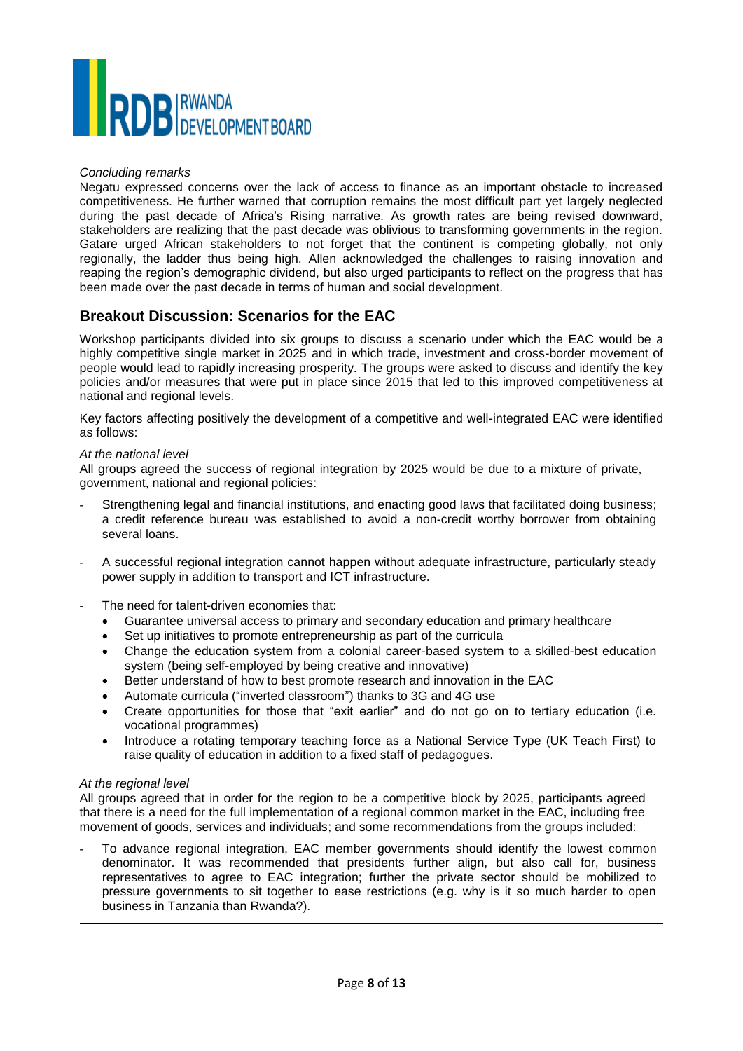*Concluding remarks*

Negatu expressed concerns over the lack of access to finance as an important obstacle to increased competitiveness. He further warned that corruption remains the most difficult part yet largely neglected during the past decade of Africa's Rising narrative. As growth rates are being revised downward, stakeholders are realizing that the past decade was oblivious to transforming governments in the region. Gatare urged African stakeholders to not forget that the continent is competing globally, not only regionally, the ladder thus being high. Allen acknowledged the challenges to raising innovation and reaping the region's demographic dividend, but also urged participants to reflect on the progress that has been made over the past decade in terms of human and social development.

## Breakout Discussion: Scenarios for the EAC

Workshop participants divided into six groups to discuss a scenario under which the EAC would be a highly competitive single market in 2025 and in which trade, investment and cross-border movement of people would lead to rapidly increasing prosperity. The groups were asked to discuss and identify the key policies and/or measures that were put in place since 2015 that led to this improved competitiveness at national and regional levels.

Key factors affecting positively the development of a competitive and well-integrated EAC were identified as follows:

*At the national level*

All groups agreed the success of regional integration by 2025 would be due to a mixture of private, government, national and regional policies:

- Strengthening legal and financial institutions, and enacting good laws that facilitated doing business; a credit reference bureau was established to avoid a non-credit worthy borrower from obtaining several loans.
- A successful regional integration cannot happen without adequate infrastructure, particularly steady power supply in addition to transport and ICT infrastructure.
- The need for talent-driven economies that:
  - Guarantee universal access to primary and secondary education and primary healthcare
  - Set up initiatives to promote entrepreneurship as part of the curricula
  - Change the education system from a colonial career-based system to a skilled-best education system (being self-employed by being creative and innovative)
  - Better understand of how to best promote research and innovation in the EAC
  - Automate curricula ("inverted classroom") thanks to 3G and 4G use
  - Create opportunities for those that "exit earlier" and do not go on to tertiary education (i.e. vocational programmes)
  - Introduce a rotating temporary teaching force as a National Service Type (UK Teach First) to raise quality of education in addition to a fixed staff of pedagogues.

*At the regional level*

All groups agreed that in order for the region to be a competitive block by 2025, participants agreed that there is a need for the full implementation of a regional common market in the EAC, including free movement of goods, services and individuals; and some recommendations from the groups included:

- To advance regional integration, EAC member governments should identify the lowest common denominator. It was recommended that presidents further align, but also call for, business representatives to agree to EAC integration; further the private sector should be mobilized to pressure governments to sit together to ease restrictions (e.g. why is it so much harder to open business in Tanzania than Rwanda?).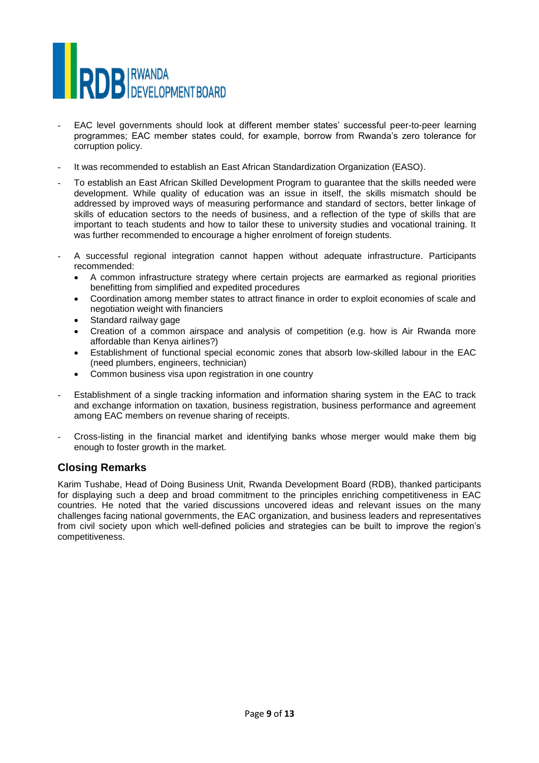- EAC level governments should look at different member states' successful peer-to-peer learning programmes; EAC member states could, for example, borrow from Rwanda's zero tolerance for corruption policy.
- It was recommended to establish an East African Standardization Organization (EASO).
- To establish an East African Skilled Development Program to guarantee that the skills needed were development. While quality of education was an issue in itself, the skills mismatch should be addressed by improved ways of measuring performance and standard of sectors, better linkage of skills of education sectors to the needs of business, and a reflection of the type of skills that are important to teach students and how to tailor these to university studies and vocational training. It was further recommended to encourage a higher enrolment of foreign students.
- A successful regional integration cannot happen without adequate infrastructure. Participants recommended:
  - A common infrastructure strategy where certain projects are earmarked as regional priorities benefitting from simplified and expedited procedures
  - Coordination among member states to attract finance in order to exploit economies of scale and negotiation weight with financiers
  - Standard railway gage
  - Creation of a common airspace and analysis of competition (e.g. how is Air Rwanda more affordable than Kenya airlines?)
  - Establishment of functional special economic zones that absorb low-skilled labour in the EAC (need plumbers, engineers, technician)
  - Common business visa upon registration in one country
- Establishment of a single tracking information and information sharing system in the EAC to track and exchange information on taxation, business registration, business performance and agreement among EAC members on revenue sharing of receipts.
- Cross-listing in the financial market and identifying banks whose merger would make them big enough to foster growth in the market.

## Closing Remarks

Karim Tushabe, Head of Doing Business Unit, Rwanda Development Board (RDB), thanked participants for displaying such a deep and broad commitment to the principles enriching competitiveness in EAC countries. He noted that the varied discussions uncovered ideas and relevant issues on the many challenges facing national governments, the EAC organization, and business leaders and representatives from civil society upon which well-defined policies and strategies can be built to improve the region's competitiveness.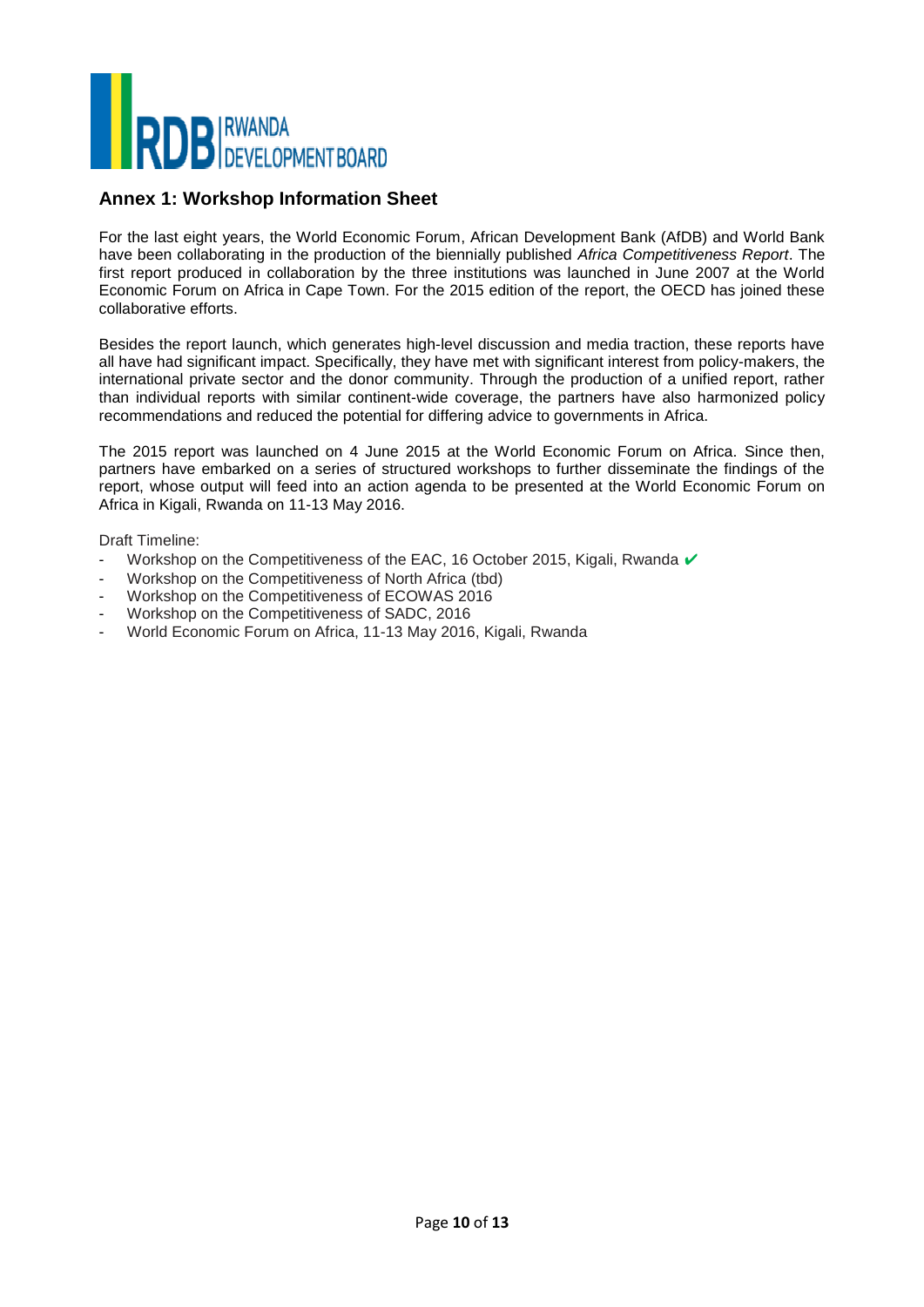## Annex 1: Workshop Information Sheet

For the last eight years, the World Economic Forum, African Development Bank (AfDB) and World Bank have been collaborating in the production of the biennially published *Africa Competitiveness Report*. The first report produced in collaboration by the three institutions was launched in June 2007 at the World Economic Forum on Africa in Cape Town. For the 2015 edition of the report, the OECD has joined these collaborative efforts.

Besides the report launch, which generates high-level discussion and media traction, these reports have all have had significant impact. Specifically, they have met with significant interest from policy-makers, the international private sector and the donor community. Through the production of a unified report, rather than individual reports with similar continent-wide coverage, the partners have also harmonized policy recommendations and reduced the potential for differing advice to governments in Africa.

The 2015 report was launched on 4 June 2015 at the World Economic Forum on Africa. Since then, partners have embarked on a series of structured workshops to further disseminate the findings of the report, whose output will feed into an action agenda to be presented at the World Economic Forum on Africa in Kigali, Rwanda on 11-13 May 2016.

Draft Timeline:

- Workshop on the Competitiveness of the EAC, 16 October 2015, Kigali, Rwanda ✔
- Workshop on the Competitiveness of North Africa (tbd)
- Workshop on the Competitiveness of ECOWAS 2016
- Workshop on the Competitiveness of SADC, 2016
- World Economic Forum on Africa, 11-13 May 2016, Kigali, Rwanda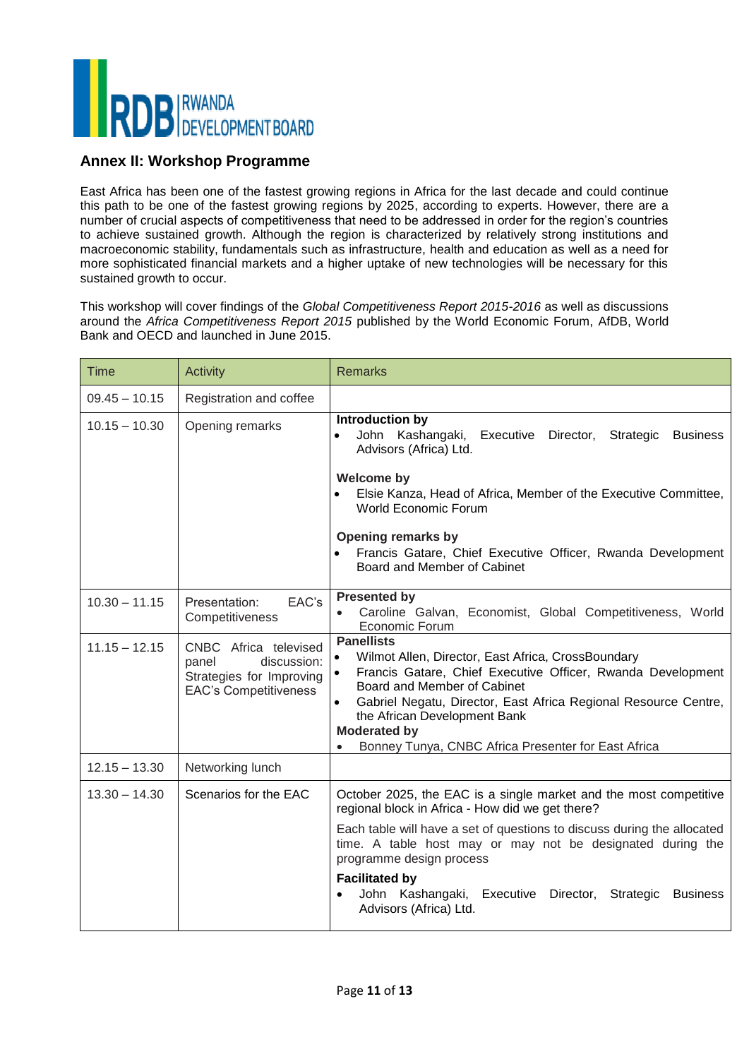## Annex II: Workshop Programme

East Africa has been one of the fastest growing regions in Africa for the last decade and could continue this path to be one of the fastest growing regions by 2025, according to experts. However, there are a number of crucial aspects of competitiveness that need to be addressed in order for the region's countries to achieve sustained growth. Although the region is characterized by relatively strong institutions and macroeconomic stability, fundamentals such as infrastructure, health and education as well as a need for more sophisticated financial markets and a higher uptake of new technologies will be necessary for this sustained growth to occur.

This workshop will cover findings of the *Global Competitiveness Report 2015-2016* as well as discussions around the *Africa Competitiveness Report 2015* published by the World Economic Forum, AfDB, World Bank and OECD and launched in June 2015.

| Time | Activity | Remarks |
|---|---|---|
| 09.45 – 10.15 | Registration and coffee | |
| 10.15 – 10.30 | Opening remarks | **Introduction by**<br>• John Kashangaki, Executive Director, Strategic Business Advisors (Africa) Ltd.<br><br>**Welcome by**<br>• Elsie Kanza, Head of Africa, Member of the Executive Committee, World Economic Forum<br><br>**Opening remarks by**<br>• Francis Gatare, Chief Executive Officer, Rwanda Development Board and Member of Cabinet |
| 10.30 – 11.15 | Presentation: EAC's Competitiveness | **Presented by**<br>• Caroline Galvan, Economist, Global Competitiveness, World Economic Forum |
| 11.15 – 12.15 | CNBC Africa televised panel discussion: Strategies for Improving EAC's Competitiveness | **Panellists**<br>• Wilmot Allen, Director, East Africa, CrossBoundary<br>• Francis Gatare, Chief Executive Officer, Rwanda Development Board and Member of Cabinet<br>• Gabriel Negatu, Director, East Africa Regional Resource Centre, the African Development Bank<br>**Moderated by**<br>• Bonney Tunya, CNBC Africa Presenter for East Africa |
| 12.15 – 13.30 | Networking lunch | |
| 13.30 – 14.30 | Scenarios for the EAC | October 2025, the EAC is a single market and the most competitive regional block in Africa - How did we get there?<br><br>Each table will have a set of questions to discuss during the allocated time. A table host may or may not be designated during the programme design process<br><br>**Facilitated by**<br>• John Kashangaki, Executive Director, Strategic Business Advisors (Africa) Ltd. |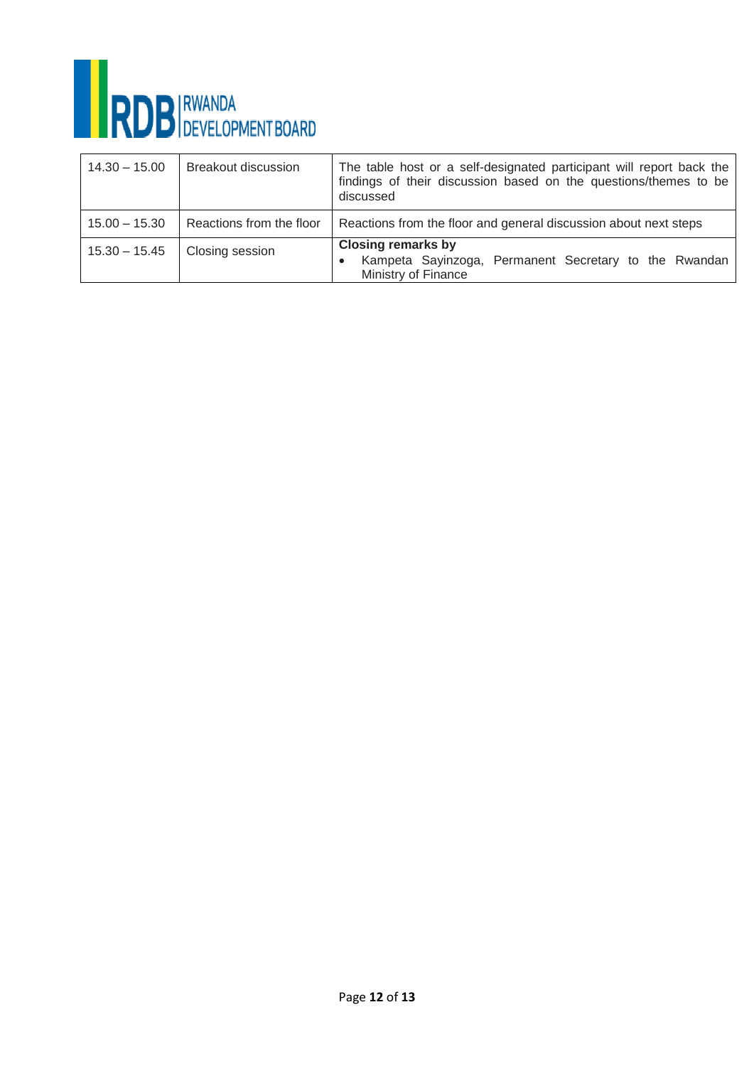| 14.30 – 15.00 | Breakout discussion | The table host or a self-designated participant will report back the findings of their discussion based on the questions/themes to be discussed |
|---|---|---|
| 15.00 – 15.30 | Reactions from the floor | Reactions from the floor and general discussion about next steps |
| 15.30 – 15.45 | Closing session | **Closing remarks by** <br>• Kampeta Sayinzoga, Permanent Secretary to the Rwandan Ministry of Finance |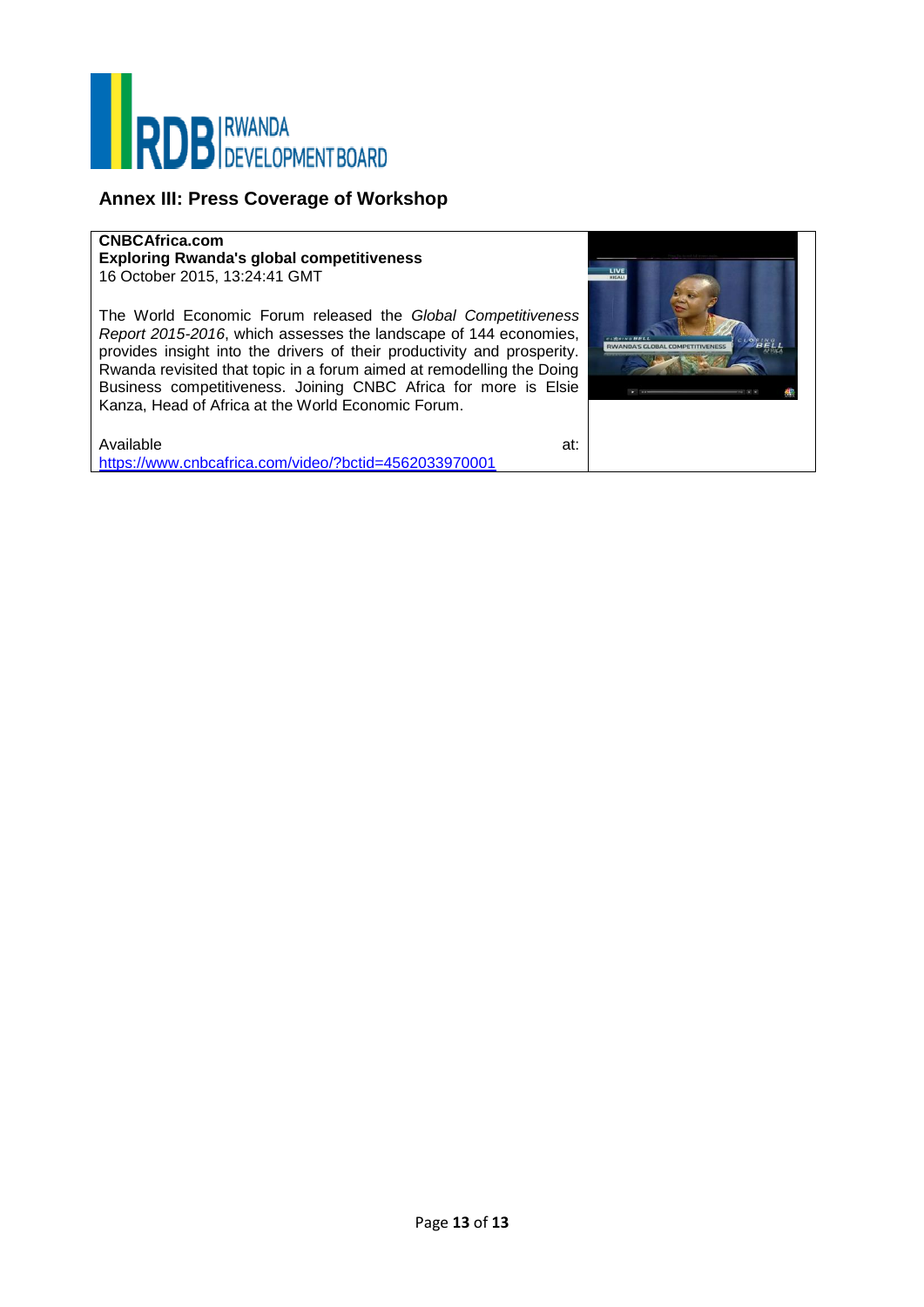## Annex III: Press Coverage of Workshop

**CNBCAfrica.com**
**Exploring Rwanda's global competitiveness**
16 October 2015, 13:24:41 GMT

The World Economic Forum released the *Global Competitiveness Report 2015-2016*, which assesses the landscape of 144 economies, provides insight into the drivers of their productivity and prosperity. Rwanda revisited that topic in a forum aimed at remodelling the Doing Business competitiveness. Joining CNBC Africa for more is Elsie Kanza, Head of Africa at the World Economic Forum.

Available at: https://www.cnbcafrica.com/video/?bctid=4562033970001